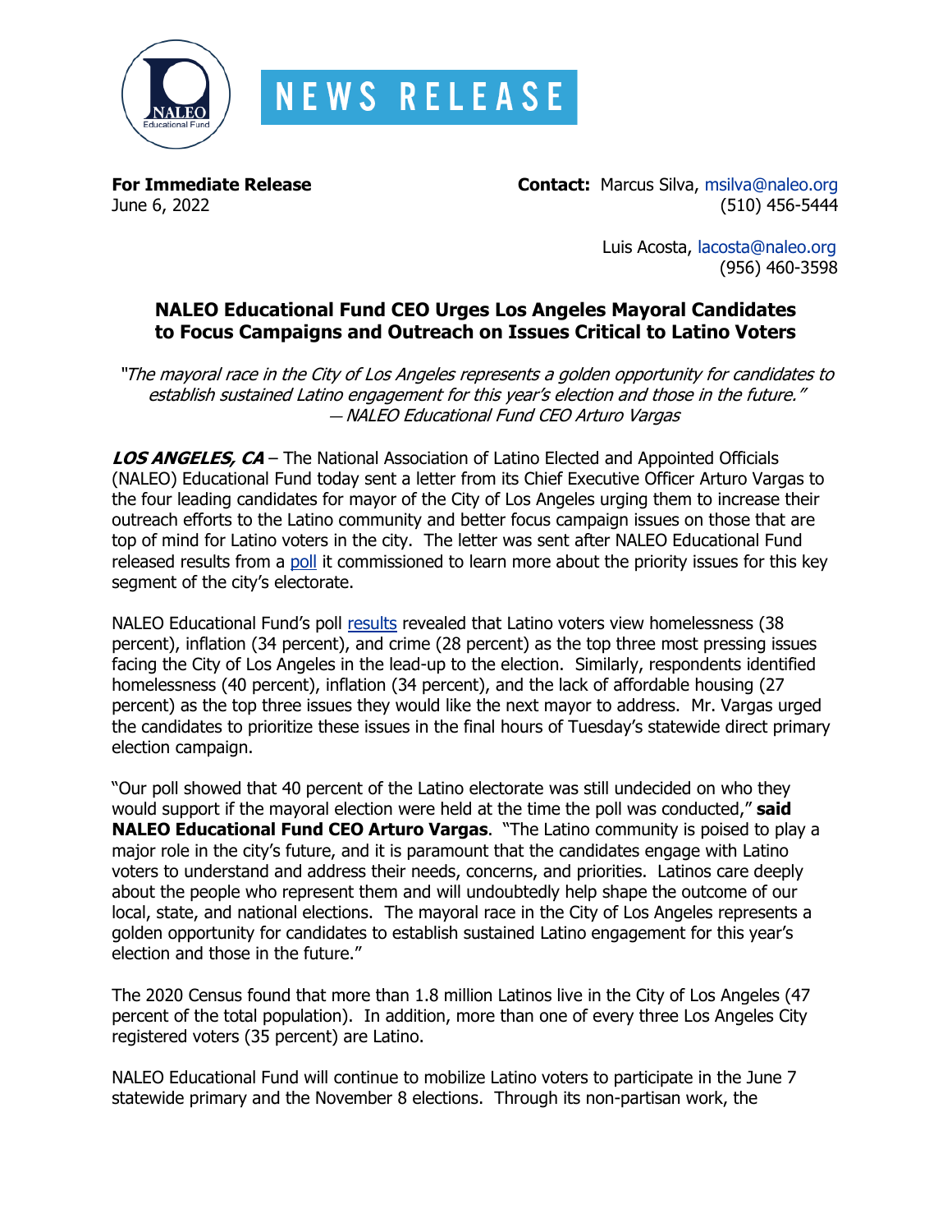NEWS RELEASE

**For Immediate Release**
June 6, 2022

**Contact:** Marcus Silva, msilva@naleo.org
(510) 456-5444

Luis Acosta, lacosta@naleo.org
(956) 460-3598

## NALEO Educational Fund CEO Urges Los Angeles Mayoral Candidates to Focus Campaigns and Outreach on Issues Critical to Latino Voters

*"The mayoral race in the City of Los Angeles represents a golden opportunity for candidates to establish sustained Latino engagement for this year's election and those in the future." — NALEO Educational Fund CEO Arturo Vargas*

***LOS ANGELES, CA*** – The National Association of Latino Elected and Appointed Officials (NALEO) Educational Fund today sent a letter from its Chief Executive Officer Arturo Vargas to the four leading candidates for mayor of the City of Los Angeles urging them to increase their outreach efforts to the Latino community and better focus campaign issues on those that are top of mind for Latino voters in the city. The letter was sent after NALEO Educational Fund released results from a poll it commissioned to learn more about the priority issues for this key segment of the city's electorate.

NALEO Educational Fund's poll results revealed that Latino voters view homelessness (38 percent), inflation (34 percent), and crime (28 percent) as the top three most pressing issues facing the City of Los Angeles in the lead-up to the election. Similarly, respondents identified homelessness (40 percent), inflation (34 percent), and the lack of affordable housing (27 percent) as the top three issues they would like the next mayor to address. Mr. Vargas urged the candidates to prioritize these issues in the final hours of Tuesday's statewide direct primary election campaign.

"Our poll showed that 40 percent of the Latino electorate was still undecided on who they would support if the mayoral election were held at the time the poll was conducted," **said NALEO Educational Fund CEO Arturo Vargas**. "The Latino community is poised to play a major role in the city's future, and it is paramount that the candidates engage with Latino voters to understand and address their needs, concerns, and priorities. Latinos care deeply about the people who represent them and will undoubtedly help shape the outcome of our local, state, and national elections. The mayoral race in the City of Los Angeles represents a golden opportunity for candidates to establish sustained Latino engagement for this year's election and those in the future."

The 2020 Census found that more than 1.8 million Latinos live in the City of Los Angeles (47 percent of the total population). In addition, more than one of every three Los Angeles City registered voters (35 percent) are Latino.

NALEO Educational Fund will continue to mobilize Latino voters to participate in the June 7 statewide primary and the November 8 elections. Through its non-partisan work, the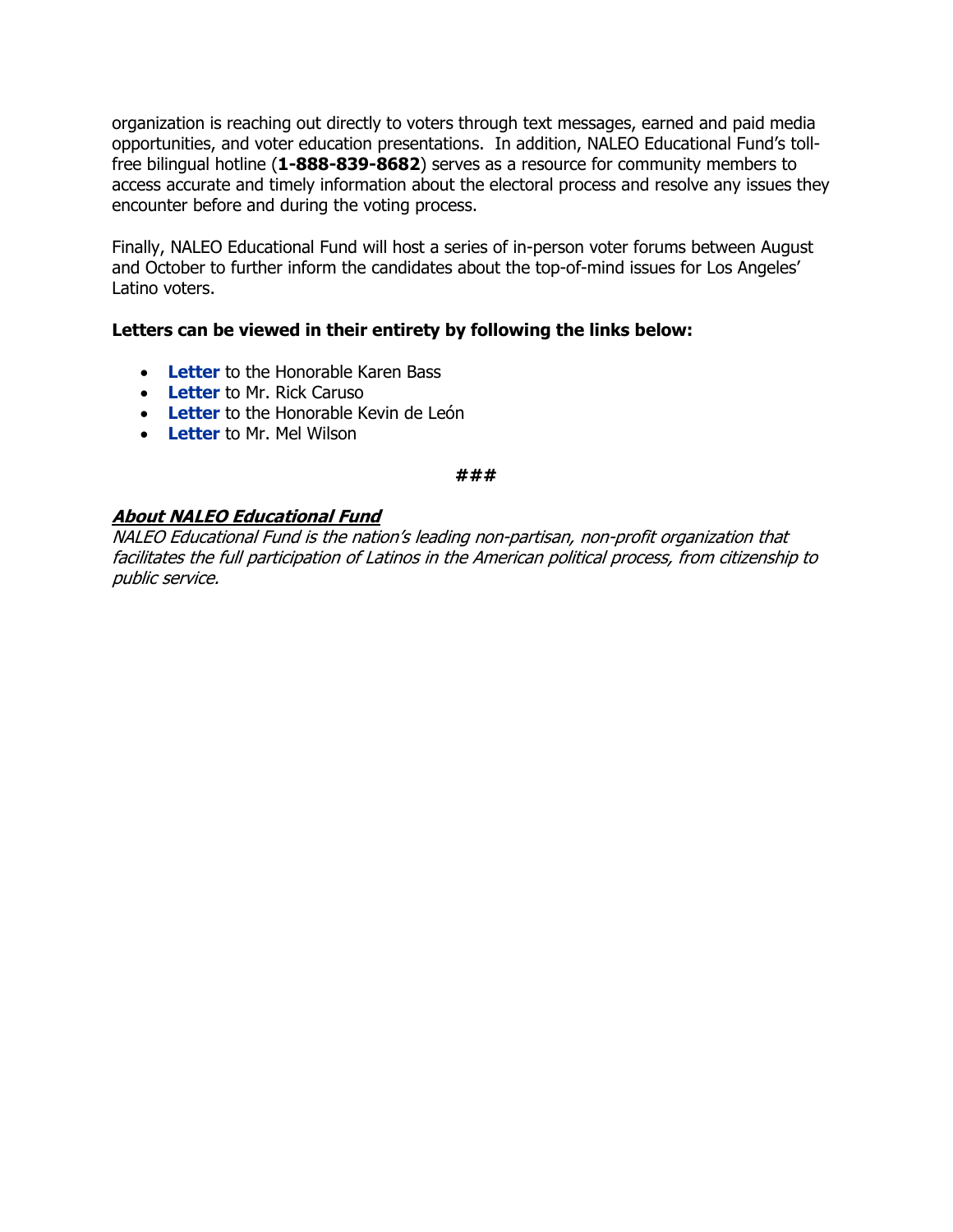organization is reaching out directly to voters through text messages, earned and paid media opportunities, and voter education presentations.  In addition, NALEO Educational Fund's toll-free bilingual hotline (**1-888-839-8682**) serves as a resource for community members to access accurate and timely information about the electoral process and resolve any issues they encounter before and during the voting process.

Finally, NALEO Educational Fund will host a series of in-person voter forums between August and October to further inform the candidates about the top-of-mind issues for Los Angeles' Latino voters.

**Letters can be viewed in their entirety by following the links below:**

- **Letter** to the Honorable Karen Bass
- **Letter** to Mr. Rick Caruso
- **Letter** to the Honorable Kevin de León
- **Letter** to Mr. Mel Wilson

**###**

***About NALEO Educational Fund***

*NALEO Educational Fund is the nation's leading non-partisan, non-profit organization that facilitates the full participation of Latinos in the American political process, from citizenship to public service.*